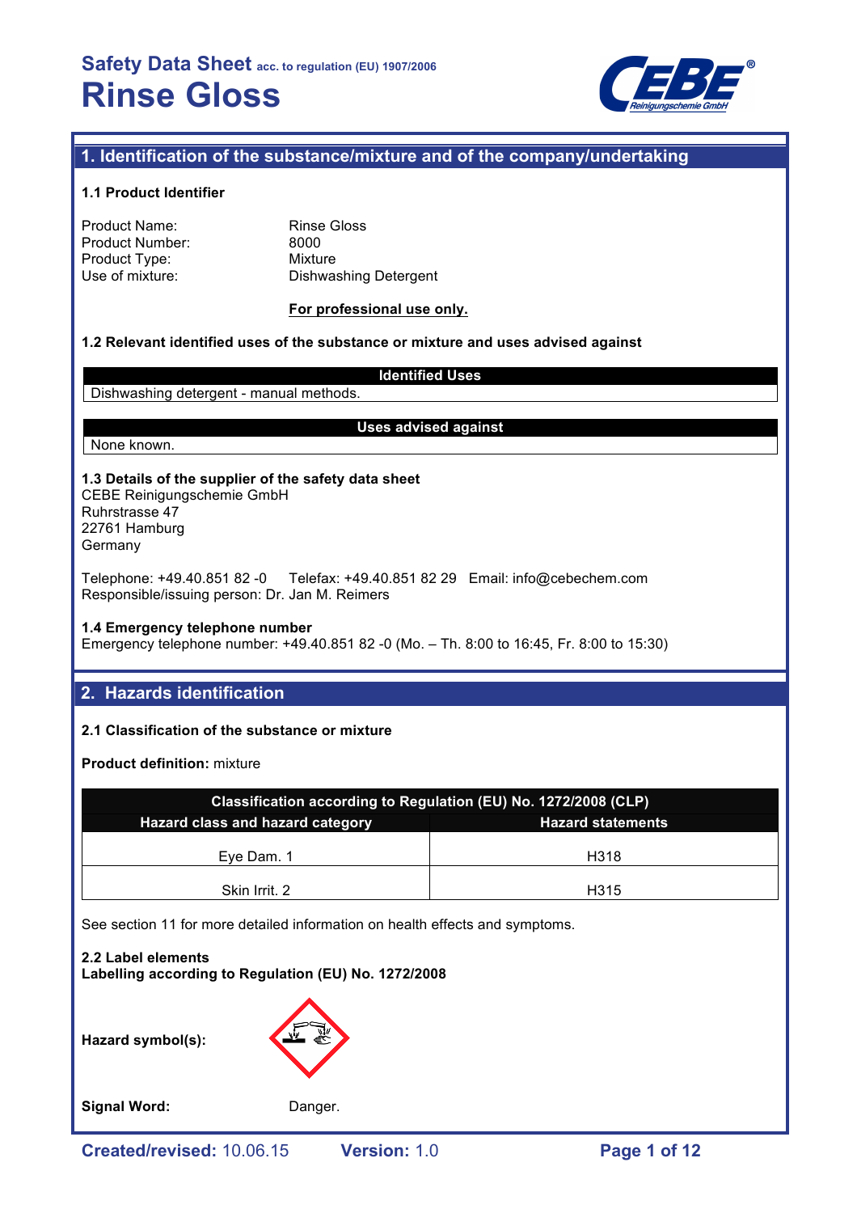# Safety Data Sheet acc. to regulation (EU) 1907/2006

# Rinse Gloss

## 1. Identification of the substance/mixture and of the company/undertaking

### 1.1 Product Identifier

Product Name: Rinse Gloss
Product Number: 8000
Product Type: Mixture
Use of mixture: Dishwashing Detergent

**For professional use only.**

### 1.2 Relevant identified uses of the substance or mixture and uses advised against

| Identified Uses |
|---|
| Dishwashing detergent - manual methods. |

| Uses advised against |
|---|
| None known. |

### 1.3 Details of the supplier of the safety data sheet

CEBE Reinigungschemie GmbH
Ruhrstrasse 47
22761 Hamburg
Germany

Telephone: +49.40.851 82 -0 Telefax: +49.40.851 82 29 Email: info@cebechem.com
Responsible/issuing person: Dr. Jan M. Reimers

### 1.4 Emergency telephone number

Emergency telephone number: +49.40.851 82 -0 (Mo. – Th. 8:00 to 16:45, Fr. 8:00 to 15:30)

## 2. Hazards identification

### 2.1 Classification of the substance or mixture

**Product definition:** mixture

| Classification according to Regulation (EU) No. 1272/2008 (CLP) | |
|---|---|
| **Hazard class and hazard category** | **Hazard statements** |
| Eye Dam. 1 | H318 |
| Skin Irrit. 2 | H315 |

See section 11 for more detailed information on health effects and symptoms.

### 2.2 Label elements

**Labelling according to Regulation (EU) No. 1272/2008**

**Hazard symbol(s):**

**Signal Word:** Danger.

Created/revised: 10.06.15 Version: 1.0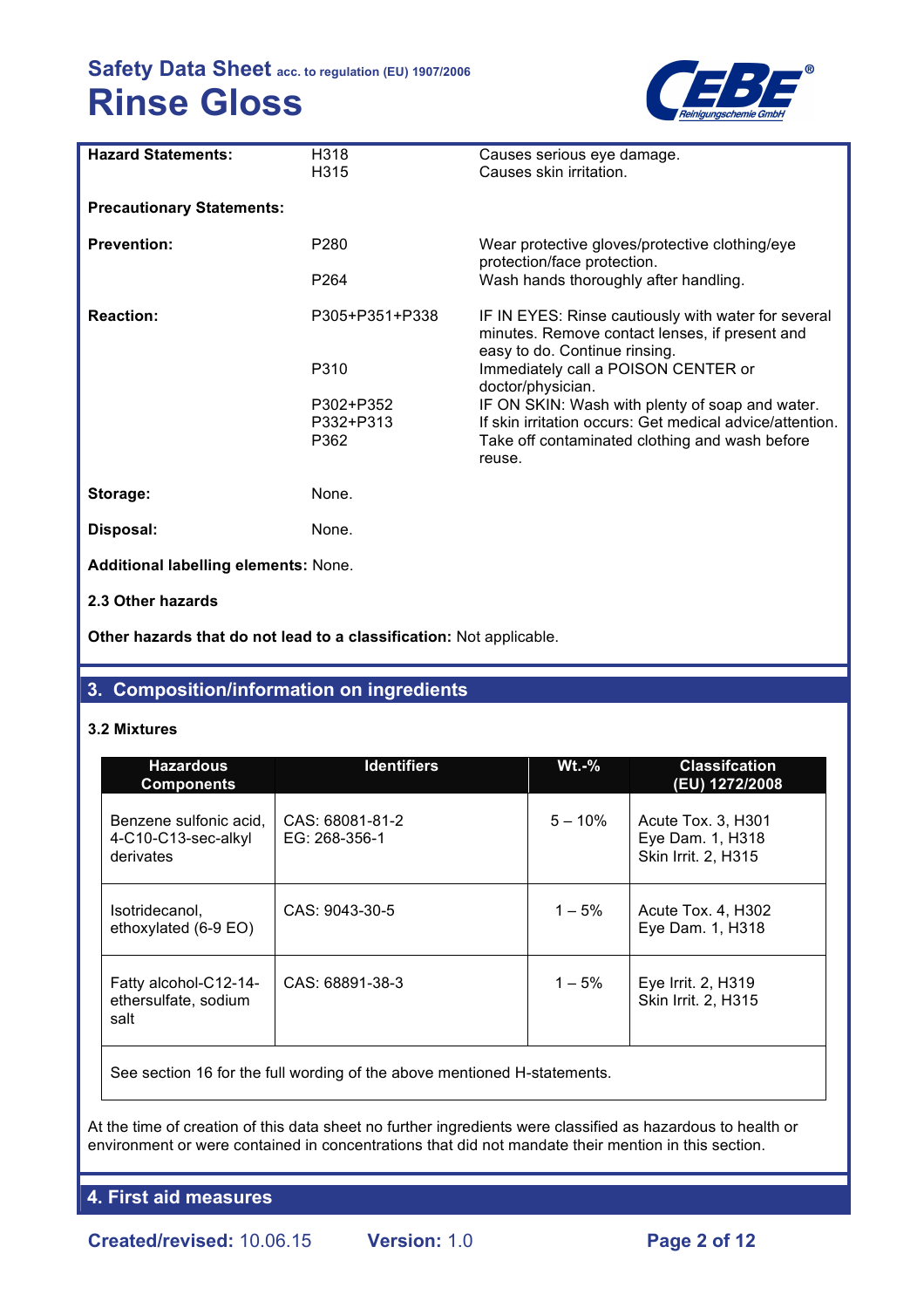**Hazard Statements:**

| | | |
|---|---|---|
| **Hazard Statements:** | H318<br>H315 | Causes serious eye damage.<br>Causes skin irritation. |
| **Precautionary Statements:** | | |
| **Prevention:** | P280 | Wear protective gloves/protective clothing/eye protection/face protection. |
| | P264 | Wash hands thoroughly after handling. |
| **Reaction:** | P305+P351+P338 | IF IN EYES: Rinse cautiously with water for several minutes. Remove contact lenses, if present and easy to do. Continue rinsing. |
| | P310 | Immediately call a POISON CENTER or doctor/physician. |
| | P302+P352 | IF ON SKIN: Wash with plenty of soap and water. |
| | P332+P313 | If skin irritation occurs: Get medical advice/attention. |
| | P362 | Take off contaminated clothing and wash before reuse. |
| **Storage:** | None. | |
| **Disposal:** | None. | |

**Additional labelling elements:** None.

**2.3 Other hazards**

**Other hazards that do not lead to a classification:** Not applicable.

## 3. Composition/information on ingredients

**3.2 Mixtures**

| Hazardous Components | Identifiers | Wt.-% | Classifcation (EU) 1272/2008 |
|---|---|---|---|
| Benzene sulfonic acid, 4-C10-C13-sec-alkyl derivates | CAS: 68081-81-2<br>EG: 268-356-1 | 5 – 10% | Acute Tox. 3, H301<br>Eye Dam. 1, H318<br>Skin Irrit. 2, H315 |
| Isotridecanol, ethoxylated (6-9 EO) | CAS: 9043-30-5 | 1 – 5% | Acute Tox. 4, H302<br>Eye Dam. 1, H318 |
| Fatty alcohol-C12-14-ethersulfate, sodium salt | CAS: 68891-38-3 | 1 – 5% | Eye Irrit. 2, H319<br>Skin Irrit. 2, H315 |
| See section 16 for the full wording of the above mentioned H-statements. | | | |

At the time of creation of this data sheet no further ingredients were classified as hazardous to health or environment or were contained in concentrations that did not mandate their mention in this section.

## 4. First aid measures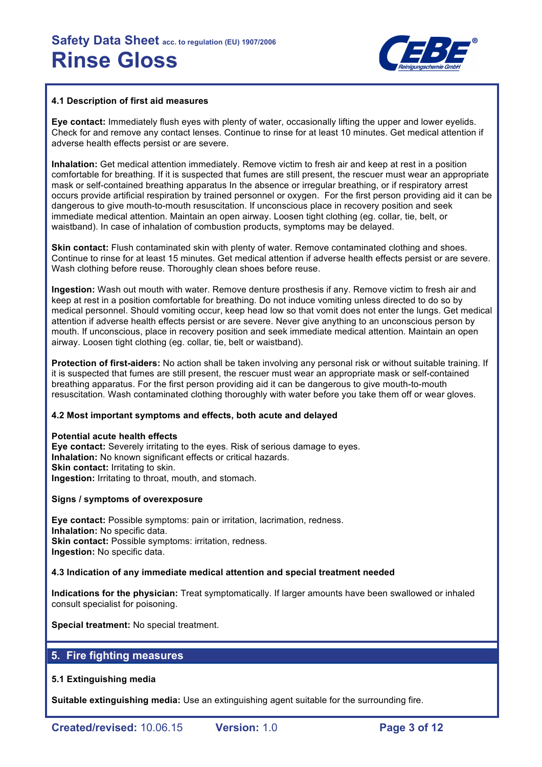#### 4.1 Description of first aid measures

**Eye contact:** Immediately flush eyes with plenty of water, occasionally lifting the upper and lower eyelids. Check for and remove any contact lenses. Continue to rinse for at least 10 minutes. Get medical attention if adverse health effects persist or are severe.

**Inhalation:** Get medical attention immediately. Remove victim to fresh air and keep at rest in a position comfortable for breathing. If it is suspected that fumes are still present, the rescuer must wear an appropriate mask or self-contained breathing apparatus In the absence or irregular breathing, or if respiratory arrest occurs provide artificial respiration by trained personnel or oxygen. For the first person providing aid it can be dangerous to give mouth-to-mouth resuscitation. If unconscious place in recovery position and seek immediate medical attention. Maintain an open airway. Loosen tight clothing (eg. collar, tie, belt, or waistband). In case of inhalation of combustion products, symptoms may be delayed.

**Skin contact:** Flush contaminated skin with plenty of water. Remove contaminated clothing and shoes. Continue to rinse for at least 15 minutes. Get medical attention if adverse health effects persist or are severe. Wash clothing before reuse. Thoroughly clean shoes before reuse.

**Ingestion:** Wash out mouth with water. Remove denture prosthesis if any. Remove victim to fresh air and keep at rest in a position comfortable for breathing. Do not induce vomiting unless directed to do so by medical personnel. Should vomiting occur, keep head low so that vomit does not enter the lungs. Get medical attention if adverse health effects persist or are severe. Never give anything to an unconscious person by mouth. If unconscious, place in recovery position and seek immediate medical attention. Maintain an open airway. Loosen tight clothing (eg. collar, tie, belt or waistband).

**Protection of first-aiders:** No action shall be taken involving any personal risk or without suitable training. If it is suspected that fumes are still present, the rescuer must wear an appropriate mask or self-contained breathing apparatus. For the first person providing aid it can be dangerous to give mouth-to-mouth resuscitation. Wash contaminated clothing thoroughly with water before you take them off or wear gloves.

#### 4.2 Most important symptoms and effects, both acute and delayed

**Potential acute health effects**
**Eye contact:** Severely irritating to the eyes. Risk of serious damage to eyes.
**Inhalation:** No known significant effects or critical hazards.
**Skin contact:** Irritating to skin.
**Ingestion:** Irritating to throat, mouth, and stomach.

**Signs / symptoms of overexposure**

**Eye contact:** Possible symptoms: pain or irritation, lacrimation, redness.
**Inhalation:** No specific data.
**Skin contact:** Possible symptoms: irritation, redness.
**Ingestion:** No specific data.

#### 4.3 Indication of any immediate medical attention and special treatment needed

**Indications for the physician:** Treat symptomatically. If larger amounts have been swallowed or inhaled consult specialist for poisoning.

**Special treatment:** No special treatment.

## 5. Fire fighting measures

#### 5.1 Extinguishing media

**Suitable extinguishing media:** Use an extinguishing agent suitable for the surrounding fire.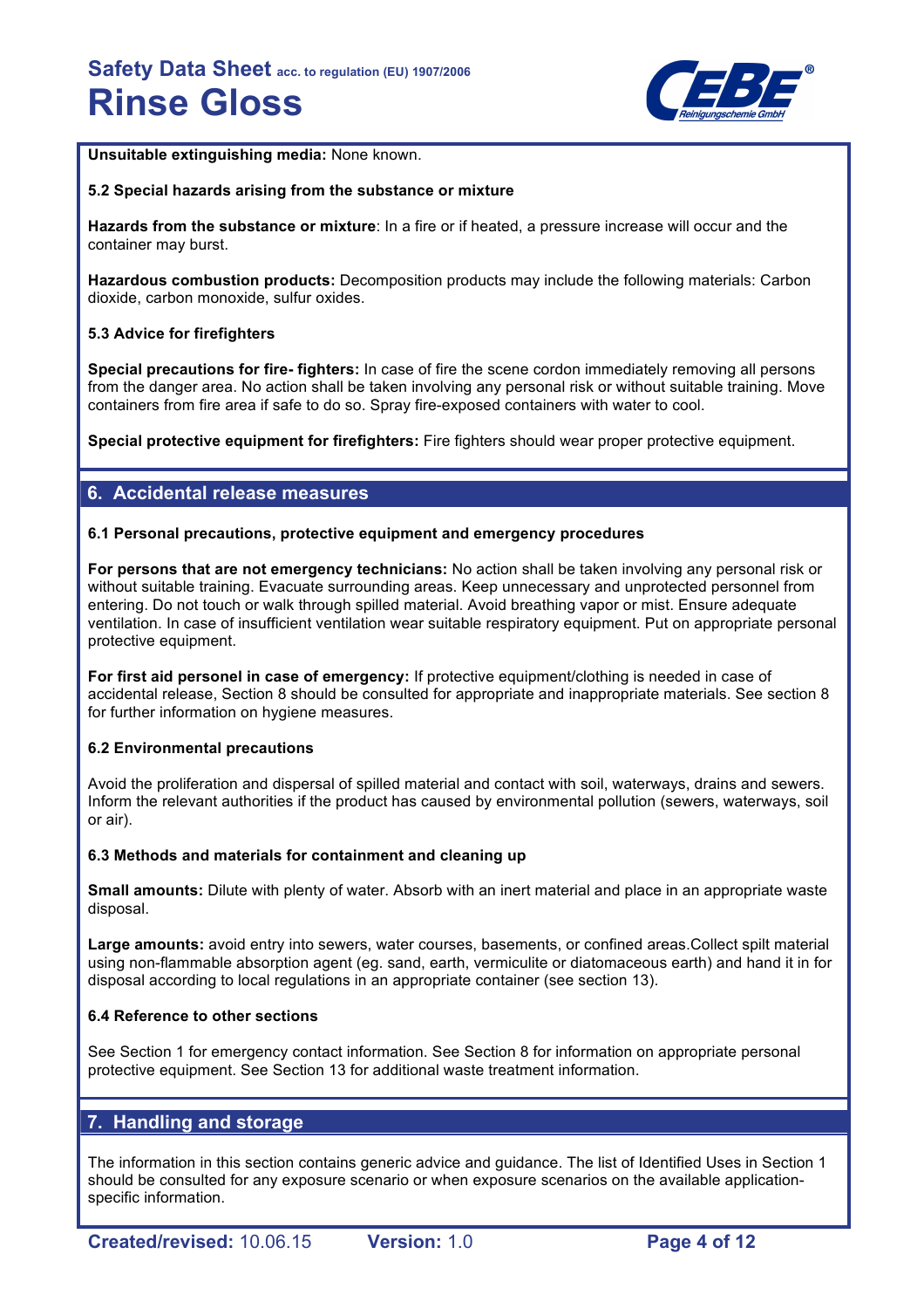**Unsuitable extinguishing media:** None known.

### 5.2 Special hazards arising from the substance or mixture

**Hazards from the substance or mixture**: In a fire or if heated, a pressure increase will occur and the container may burst.

**Hazardous combustion products:** Decomposition products may include the following materials: Carbon dioxide, carbon monoxide, sulfur oxides.

### 5.3 Advice for firefighters

**Special precautions for fire- fighters:** In case of fire the scene cordon immediately removing all persons from the danger area. No action shall be taken involving any personal risk or without suitable training. Move containers from fire area if safe to do so. Spray fire-exposed containers with water to cool.

**Special protective equipment for firefighters:** Fire fighters should wear proper protective equipment.

## 6. Accidental release measures

### 6.1 Personal precautions, protective equipment and emergency procedures

**For persons that are not emergency technicians:** No action shall be taken involving any personal risk or without suitable training. Evacuate surrounding areas. Keep unnecessary and unprotected personnel from entering. Do not touch or walk through spilled material. Avoid breathing vapor or mist. Ensure adequate ventilation. In case of insufficient ventilation wear suitable respiratory equipment. Put on appropriate personal protective equipment.

**For first aid personel in case of emergency:** If protective equipment/clothing is needed in case of accidental release, Section 8 should be consulted for appropriate and inappropriate materials. See section 8 for further information on hygiene measures.

### 6.2 Environmental precautions

Avoid the proliferation and dispersal of spilled material and contact with soil, waterways, drains and sewers. Inform the relevant authorities if the product has caused by environmental pollution (sewers, waterways, soil or air).

### 6.3 Methods and materials for containment and cleaning up

**Small amounts:** Dilute with plenty of water. Absorb with an inert material and place in an appropriate waste disposal.

**Large amounts:** avoid entry into sewers, water courses, basements, or confined areas.Collect spilt material using non-flammable absorption agent (eg. sand, earth, vermiculite or diatomaceous earth) and hand it in for disposal according to local regulations in an appropriate container (see section 13).

### 6.4 Reference to other sections

See Section 1 for emergency contact information. See Section 8 for information on appropriate personal protective equipment. See Section 13 for additional waste treatment information.

## 7. Handling and storage

The information in this section contains generic advice and guidance. The list of Identified Uses in Section 1 should be consulted for any exposure scenario or when exposure scenarios on the available application-specific information.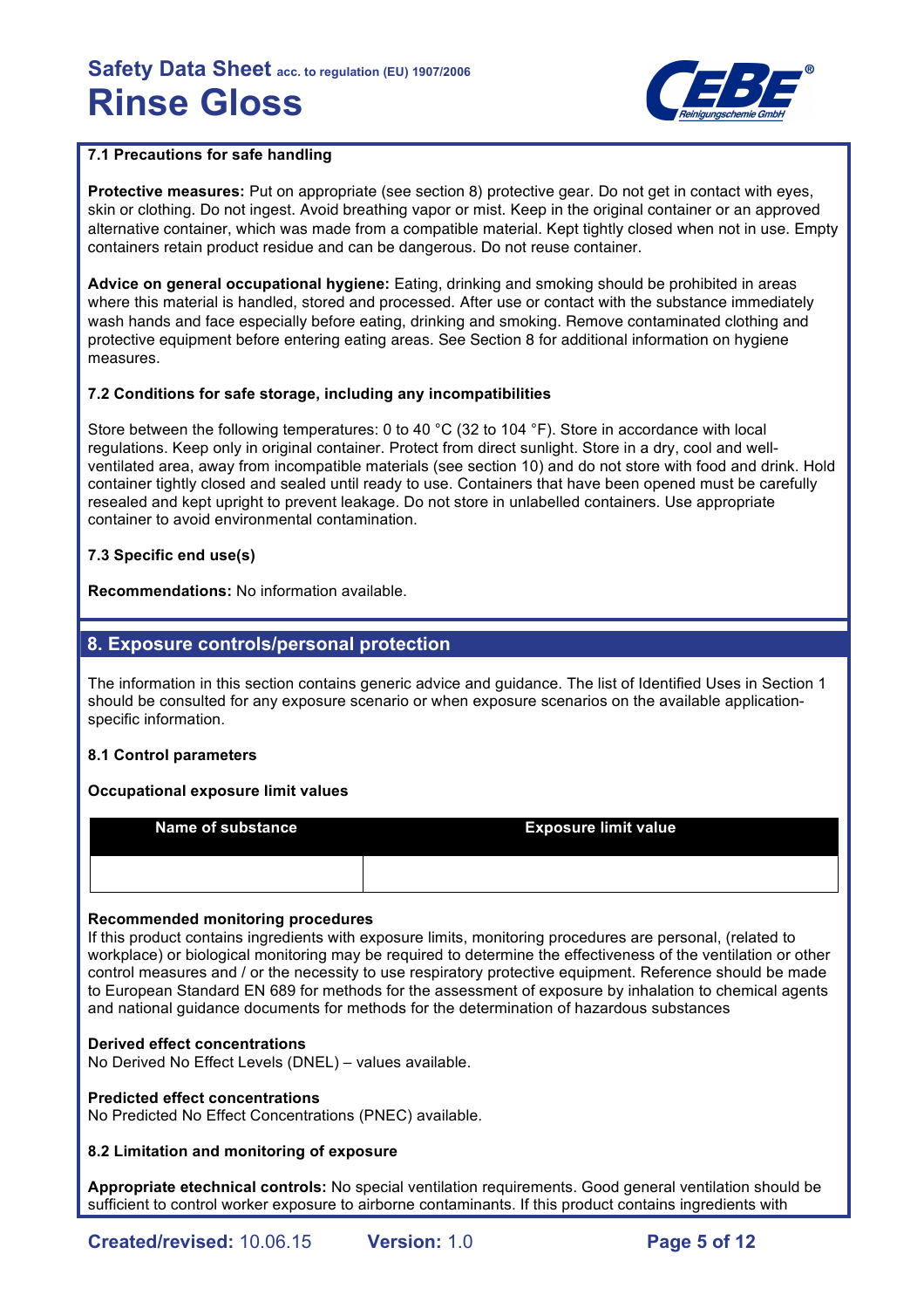### 7.1 Precautions for safe handling

**Protective measures:** Put on appropriate (see section 8) protective gear. Do not get in contact with eyes, skin or clothing. Do not ingest. Avoid breathing vapor or mist. Keep in the original container or an approved alternative container, which was made from a compatible material. Kept tightly closed when not in use. Empty containers retain product residue and can be dangerous. Do not reuse container.

**Advice on general occupational hygiene:** Eating, drinking and smoking should be prohibited in areas where this material is handled, stored and processed. After use or contact with the substance immediately wash hands and face especially before eating, drinking and smoking. Remove contaminated clothing and protective equipment before entering eating areas. See Section 8 for additional information on hygiene measures.

### 7.2 Conditions for safe storage, including any incompatibilities

Store between the following temperatures: 0 to 40 °C (32 to 104 °F). Store in accordance with local regulations. Keep only in original container. Protect from direct sunlight. Store in a dry, cool and well-ventilated area, away from incompatible materials (see section 10) and do not store with food and drink. Hold container tightly closed and sealed until ready to use. Containers that have been opened must be carefully resealed and kept upright to prevent leakage. Do not store in unlabelled containers. Use appropriate container to avoid environmental contamination.

### 7.3 Specific end use(s)

**Recommendations:** No information available.

## 8. Exposure controls/personal protection

The information in this section contains generic advice and guidance. The list of Identified Uses in Section 1 should be consulted for any exposure scenario or when exposure scenarios on the available application-specific information.

### 8.1 Control parameters

**Occupational exposure limit values**

| Name of substance | Exposure limit value |
|---|---|
| | |

**Recommended monitoring procedures**
If this product contains ingredients with exposure limits, monitoring procedures are personal, (related to workplace) or biological monitoring may be required to determine the effectiveness of the ventilation or other control measures and / or the necessity to use respiratory protective equipment. Reference should be made to European Standard EN 689 for methods for the assessment of exposure by inhalation to chemical agents and national guidance documents for methods for the determination of hazardous substances

**Derived effect concentrations**
No Derived No Effect Levels (DNEL) – values available.

**Predicted effect concentrations**
No Predicted No Effect Concentrations (PNEC) available.

### 8.2 Limitation and monitoring of exposure

**Appropriate etechnical controls:** No special ventilation requirements. Good general ventilation should be sufficient to control worker exposure to airborne contaminants. If this product contains ingredients with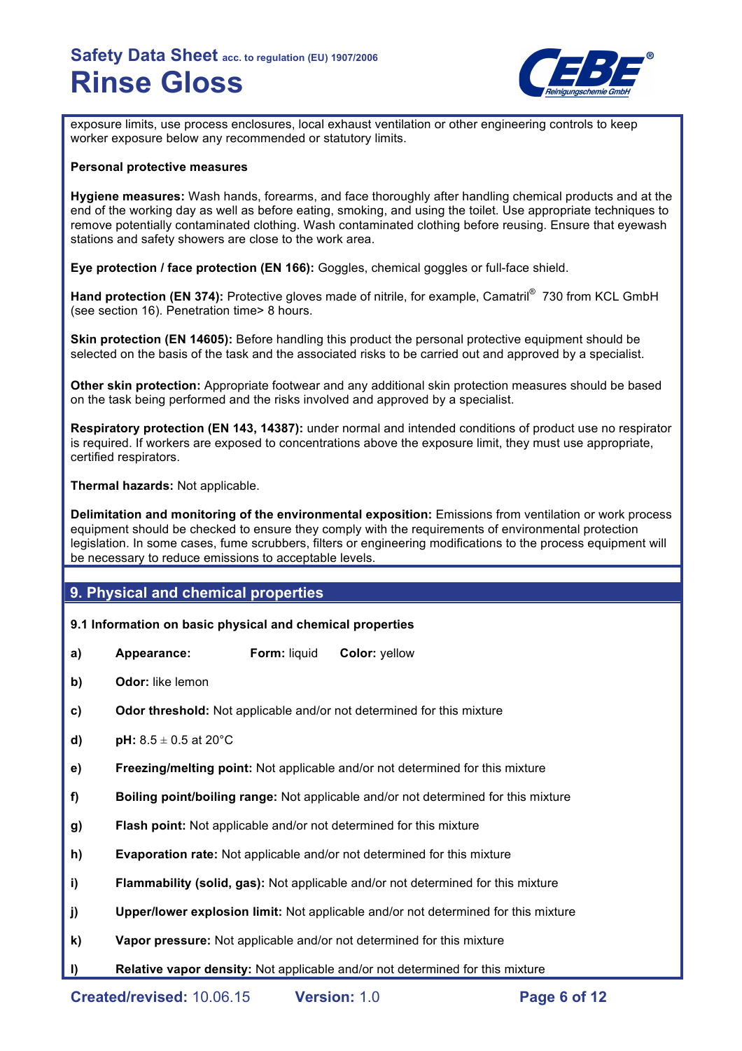exposure limits, use process enclosures, local exhaust ventilation or other engineering controls to keep worker exposure below any recommended or statutory limits.

**Personal protective measures**

**Hygiene measures:** Wash hands, forearms, and face thoroughly after handling chemical products and at the end of the working day as well as before eating, smoking, and using the toilet. Use appropriate techniques to remove potentially contaminated clothing. Wash contaminated clothing before reusing. Ensure that eyewash stations and safety showers are close to the work area.

**Eye protection / face protection (EN 166):** Goggles, chemical goggles or full-face shield.

**Hand protection (EN 374):** Protective gloves made of nitrile, for example, Camatril® 730 from KCL GmbH (see section 16). Penetration time> 8 hours.

**Skin protection (EN 14605):** Before handling this product the personal protective equipment should be selected on the basis of the task and the associated risks to be carried out and approved by a specialist.

**Other skin protection:** Appropriate footwear and any additional skin protection measures should be based on the task being performed and the risks involved and approved by a specialist.

**Respiratory protection (EN 143, 14387):** under normal and intended conditions of product use no respirator is required. If workers are exposed to concentrations above the exposure limit, they must use appropriate, certified respirators.

**Thermal hazards:** Not applicable.

**Delimitation and monitoring of the environmental exposition:** Emissions from ventilation or work process equipment should be checked to ensure they comply with the requirements of environmental protection legislation. In some cases, fume scrubbers, filters or engineering modifications to the process equipment will be necessary to reduce emissions to acceptable levels.

## 9. Physical and chemical properties

**9.1 Information on basic physical and chemical properties**

**a)** **Appearance:** **Form:** liquid **Color:** yellow

**b)** **Odor:** like lemon

**c)** **Odor threshold:** Not applicable and/or not determined for this mixture

**d)** **pH:** 8.5 ± 0.5 at 20°C

**e)** **Freezing/melting point:** Not applicable and/or not determined for this mixture

**f)** **Boiling point/boiling range:** Not applicable and/or not determined for this mixture

**g)** **Flash point:** Not applicable and/or not determined for this mixture

**h)** **Evaporation rate:** Not applicable and/or not determined for this mixture

**i)** **Flammability (solid, gas):** Not applicable and/or not determined for this mixture

**j)** **Upper/lower explosion limit:** Not applicable and/or not determined for this mixture

**k)** **Vapor pressure:** Not applicable and/or not determined for this mixture

**l)** **Relative vapor density:** Not applicable and/or not determined for this mixture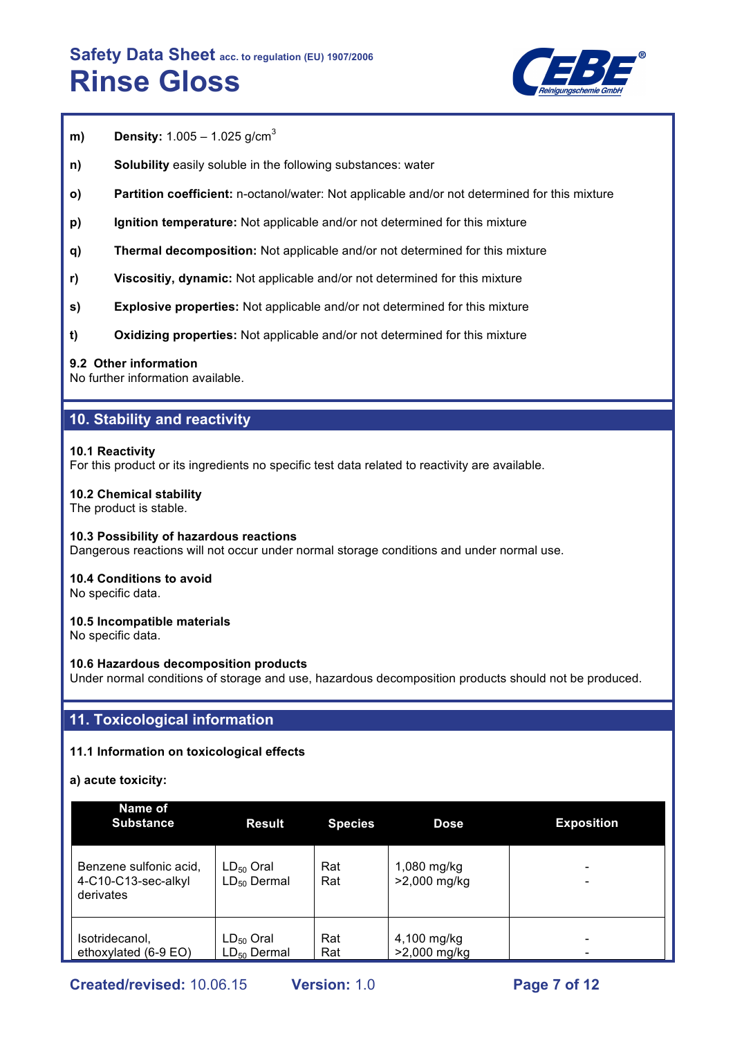**m)** **Density:** 1.005 – 1.025 g/$cm^3$

**n)** **Solubility** easily soluble in the following substances: water

**o)** **Partition coefficient:** n-octanol/water: Not applicable and/or not determined for this mixture

**p)** **Ignition temperature:** Not applicable and/or not determined for this mixture

**q)** **Thermal decomposition:** Not applicable and/or not determined for this mixture

**r)** **Viscositiy, dynamic:** Not applicable and/or not determined for this mixture

**s)** **Explosive properties:** Not applicable and/or not determined for this mixture

**t)** **Oxidizing properties:** Not applicable and/or not determined for this mixture

**9.2 Other information**
No further information available.

## 10. Stability and reactivity

**10.1 Reactivity**
For this product or its ingredients no specific test data related to reactivity are available.

**10.2 Chemical stability**
The product is stable.

**10.3 Possibility of hazardous reactions**
Dangerous reactions will not occur under normal storage conditions and under normal use.

**10.4 Conditions to avoid**
No specific data.

**10.5 Incompatible materials**
No specific data.

**10.6 Hazardous decomposition products**
Under normal conditions of storage and use, hazardous decomposition products should not be produced.

## 11. Toxicological information

**11.1 Information on toxicological effects**

**a) acute toxicity:**

| Name of Substance | Result | Species | Dose | Exposition |
|---|---|---|---|---|
| Benzene sulfonic acid, 4-C10-C13-sec-alkyl derivates | $LD_{50}$ Oral<br>$LD_{50}$ Dermal | Rat<br>Rat | 1,080 mg/kg<br>>2,000 mg/kg | -<br>- |
| Isotridecanol, ethoxylated (6-9 EO) | $LD_{50}$ Oral<br>$LD_{50}$ Dermal | Rat<br>Rat | 4,100 mg/kg<br>>2,000 mg/kg | -<br>- |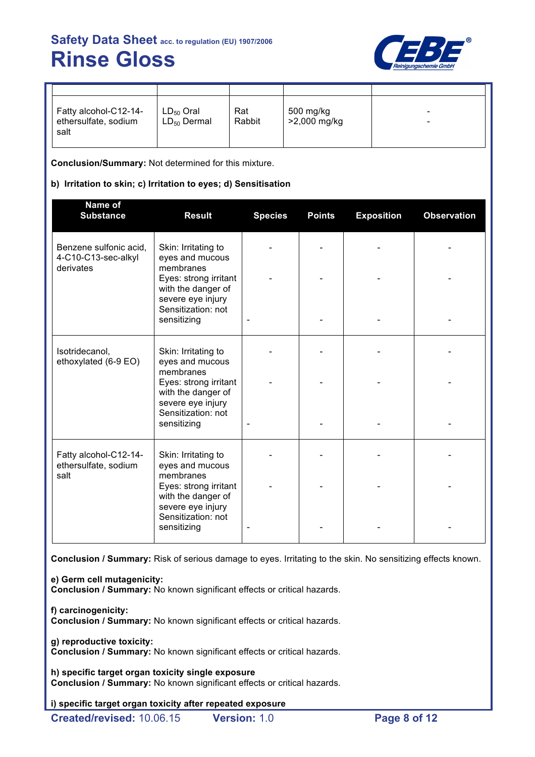| | | | | |
|---|---|---|---|---|
| Fatty alcohol-C12-14-ethersulfate, sodium salt | $LD_{50}$ Oral<br>$LD_{50}$ Dermal | Rat<br>Rabbit | 500 mg/kg<br>>2,000 mg/kg | -<br>- |

**Conclusion/Summary:** Not determined for this mixture.

**b) Irritation to skin; c) Irritation to eyes; d) Sensitisation**

| Name of Substance | Result | Species | Points | Exposition | Observation |
|---|---|---|---|---|---|
| Benzene sulfonic acid, 4-C10-C13-sec-alkyl derivates | Skin: Irritating to eyes and mucous membranes<br>Eyes: strong irritant with the danger of severe eye injury<br>Sensitization: not sensitizing | -<br>-<br>- | -<br>-<br>- | -<br>-<br>- | -<br>-<br>- |
| Isotridecanol, ethoxylated (6-9 EO) | Skin: Irritating to eyes and mucous membranes<br>Eyes: strong irritant with the danger of severe eye injury<br>Sensitization: not sensitizing | -<br>-<br>- | -<br>-<br>- | -<br>-<br>- | -<br>-<br>- |
| Fatty alcohol-C12-14-ethersulfate, sodium salt | Skin: Irritating to eyes and mucous membranes<br>Eyes: strong irritant with the danger of severe eye injury<br>Sensitization: not sensitizing | -<br>-<br>- | -<br>-<br>- | -<br>-<br>- | -<br>-<br>- |

**Conclusion / Summary:** Risk of serious damage to eyes. Irritating to the skin. No sensitizing effects known.

**e) Germ cell mutagenicity:**
**Conclusion / Summary:** No known significant effects or critical hazards.

**f) carcinogenicity:**
**Conclusion / Summary:** No known significant effects or critical hazards.

**g) reproductive toxicity:**
**Conclusion / Summary:** No known significant effects or critical hazards.

**h) specific target organ toxicity single exposure**
**Conclusion / Summary:** No known significant effects or critical hazards.

**i) specific target organ toxicity after repeated exposure**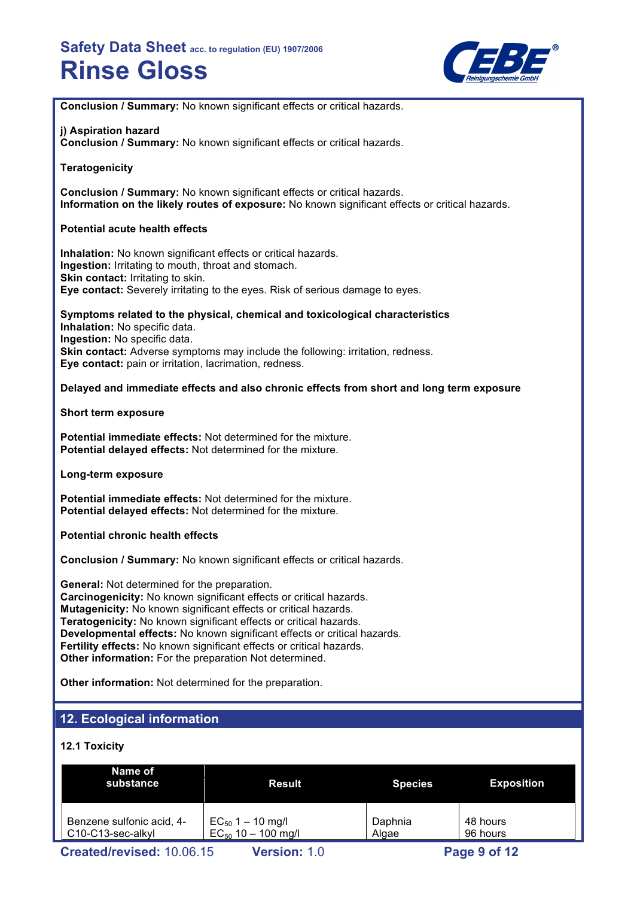**Conclusion / Summary:** No known significant effects or critical hazards.

**j) Aspiration hazard**
**Conclusion / Summary:** No known significant effects or critical hazards.

**Teratogenicity**

**Conclusion / Summary:** No known significant effects or critical hazards.
**Information on the likely routes of exposure:** No known significant effects or critical hazards.

**Potential acute health effects**

**Inhalation:** No known significant effects or critical hazards.
**Ingestion:** Irritating to mouth, throat and stomach.
**Skin contact:** Irritating to skin.
**Eye contact:** Severely irritating to the eyes. Risk of serious damage to eyes.

**Symptoms related to the physical, chemical and toxicological characteristics**
**Inhalation:** No specific data.
**Ingestion:** No specific data.
**Skin contact:** Adverse symptoms may include the following: irritation, redness.
**Eye contact:** pain or irritation, lacrimation, redness.

**Delayed and immediate effects and also chronic effects from short and long term exposure**

**Short term exposure**

**Potential immediate effects:** Not determined for the mixture.
**Potential delayed effects:** Not determined for the mixture.

**Long-term exposure**

**Potential immediate effects:** Not determined for the mixture.
**Potential delayed effects:** Not determined for the mixture.

**Potential chronic health effects**

**Conclusion / Summary:** No known significant effects or critical hazards.

**General:** Not determined for the preparation.
**Carcinogenicity:** No known significant effects or critical hazards.
**Mutagenicity:** No known significant effects or critical hazards.
**Teratogenicity:** No known significant effects or critical hazards.
**Developmental effects:** No known significant effects or critical hazards.
**Fertility effects:** No known significant effects or critical hazards.
**Other information:** For the preparation Not determined.

**Other information:** Not determined for the preparation.

## 12. Ecological information

**12.1 Toxicity**

| Name of substance | Result | Species | Exposition |
|---|---|---|---|
| Benzene sulfonic acid, 4-C10-C13-sec-alkyl | $EC_{50}$ 1 – 10 mg/l<br>$EC_{50}$ 10 – 100 mg/l | Daphnia<br>Algae | 48 hours<br>96 hours |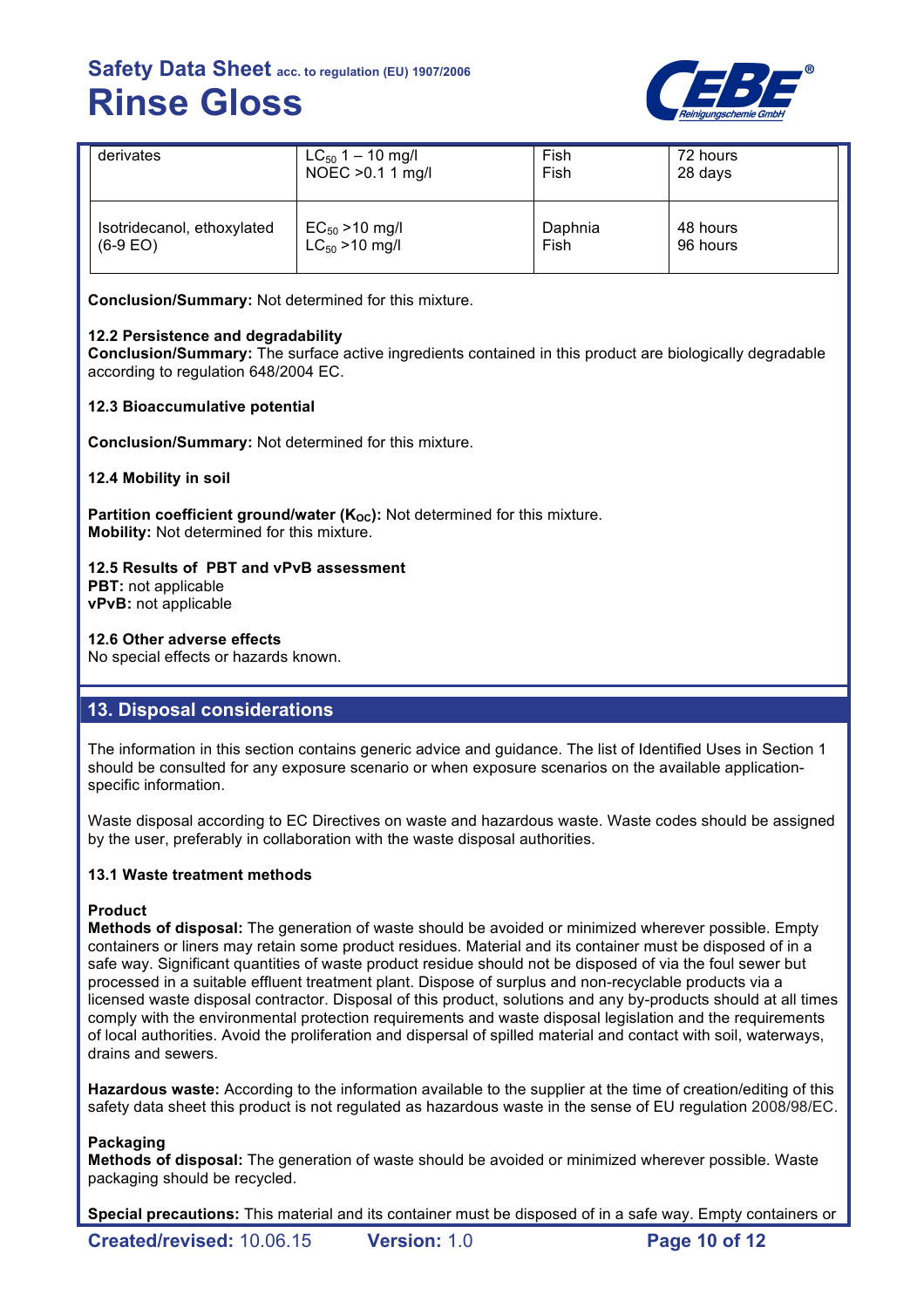| derivates | $LC_{50}$ 1 – 10 mg/l<br>NOEC >0.1 1 mg/l | Fish<br>Fish | 72 hours<br>28 days |
| --- | --- | --- | --- |
| Isotridecanol, ethoxylated (6-9 EO) | $EC_{50}$ >10 mg/l<br>$LC_{50}$ >10 mg/l | Daphnia<br>Fish | 48 hours<br>96 hours |

**Conclusion/Summary:** Not determined for this mixture.

**12.2 Persistence and degradability**
**Conclusion/Summary:** The surface active ingredients contained in this product are biologically degradable according to regulation 648/2004 EC.

**12.3 Bioaccumulative potential**

**Conclusion/Summary:** Not determined for this mixture.

**12.4 Mobility in soil**

**Partition coefficient ground/water ($K_{OC}$):** Not determined for this mixture.
**Mobility:** Not determined for this mixture.

**12.5 Results of PBT and vPvB assessment**
**PBT:** not applicable
**vPvB:** not applicable

**12.6 Other adverse effects**
No special effects or hazards known.

## 13. Disposal considerations

The information in this section contains generic advice and guidance. The list of Identified Uses in Section 1 should be consulted for any exposure scenario or when exposure scenarios on the available application-specific information.

Waste disposal according to EC Directives on waste and hazardous waste. Waste codes should be assigned by the user, preferably in collaboration with the waste disposal authorities.

**13.1 Waste treatment methods**

**Product**
**Methods of disposal:** The generation of waste should be avoided or minimized wherever possible. Empty containers or liners may retain some product residues. Material and its container must be disposed of in a safe way. Significant quantities of waste product residue should not be disposed of via the foul sewer but processed in a suitable effluent treatment plant. Dispose of surplus and non-recyclable products via a licensed waste disposal contractor. Disposal of this product, solutions and any by-products should at all times comply with the environmental protection requirements and waste disposal legislation and the requirements of local authorities. Avoid the proliferation and dispersal of spilled material and contact with soil, waterways, drains and sewers.

**Hazardous waste:** According to the information available to the supplier at the time of creation/editing of this safety data sheet this product is not regulated as hazardous waste in the sense of EU regulation 2008/98/EC.

**Packaging**
**Methods of disposal:** The generation of waste should be avoided or minimized wherever possible. Waste packaging should be recycled.

**Special precautions:** This material and its container must be disposed of in a safe way. Empty containers or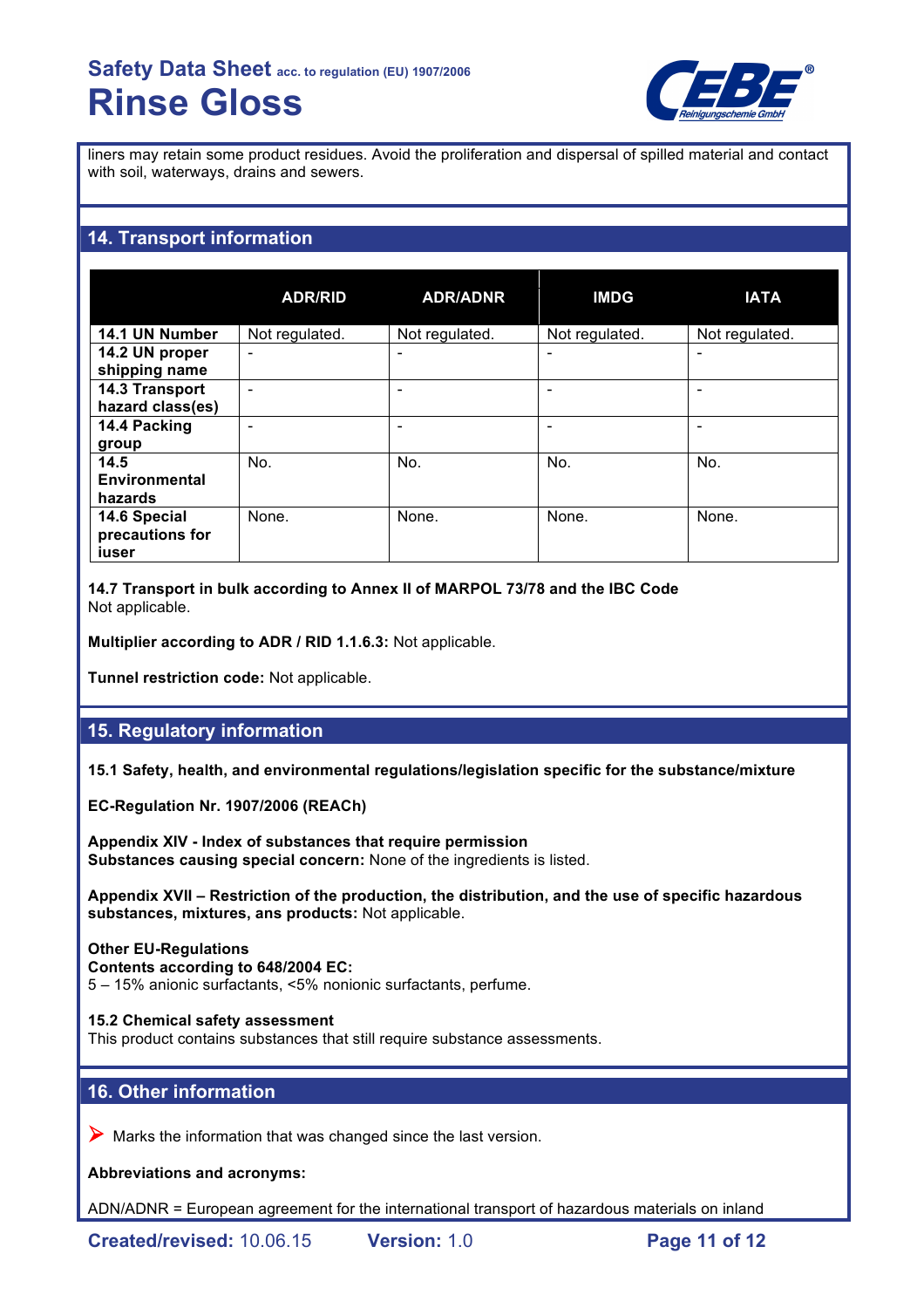liners may retain some product residues. Avoid the proliferation and dispersal of spilled material and contact with soil, waterways, drains and sewers.

## 14. Transport information

| | ADR/RID | ADR/ADNR | IMDG | IATA |
|---|---|---|---|---|
| **14.1 UN Number** | Not regulated. | Not regulated. | Not regulated. | Not regulated. |
| **14.2 UN proper shipping name** | - | - | - | - |
| **14.3 Transport hazard class(es)** | - | - | - | - |
| **14.4 Packing group** | - | - | - | - |
| **14.5 Environmental hazards** | No. | No. | No. | No. |
| **14.6 Special precautions for iuser** | None. | None. | None. | None. |

**14.7 Transport in bulk according to Annex II of MARPOL 73/78 and the IBC Code**
Not applicable.

**Multiplier according to ADR / RID 1.1.6.3:** Not applicable.

**Tunnel restriction code:** Not applicable.

## 15. Regulatory information

**15.1 Safety, health, and environmental regulations/legislation specific for the substance/mixture**

**EC-Regulation Nr. 1907/2006 (REACh)**

**Appendix XIV - Index of substances that require permission**
**Substances causing special concern:** None of the ingredients is listed.

**Appendix XVII – Restriction of the production, the distribution, and the use of specific hazardous substances, mixtures, ans products:** Not applicable.

**Other EU-Regulations**
**Contents according to 648/2004 EC:**
5 – 15% anionic surfactants, <5% nonionic surfactants, perfume.

**15.2 Chemical safety assessment**
This product contains substances that still require substance assessments.

## 16. Other information

➤ Marks the information that was changed since the last version.

**Abbreviations and acronyms:**

ADN/ADNR = European agreement for the international transport of hazardous materials on inland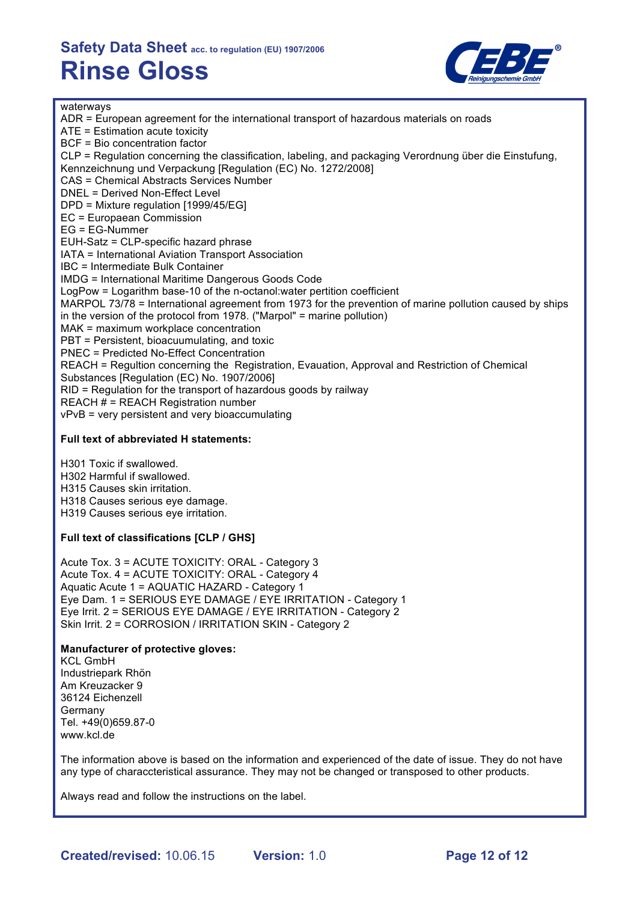waterways
ADR = European agreement for the international transport of hazardous materials on roads
ATE = Estimation acute toxicity
BCF = Bio concentration factor
CLP = Regulation concerning the classification, labeling, and packaging Verordnung über die Einstufung, Kennzeichnung und Verpackung [Regulation (EC) No. 1272/2008]
CAS = Chemical Abstracts Services Number
DNEL = Derived Non-Effect Level
DPD = Mixture regulation [1999/45/EG]
EC = Europeaan Commission
EG = EG-Nummer
EUH-Satz = CLP-specific hazard phrase
IATA = International Aviation Transport Association
IBC = Intermediate Bulk Container
IMDG = International Maritime Dangerous Goods Code
LogPow = Logarithm base-10 of the n-octanol:water pertition coefficient
MARPOL 73/78 = International agreement from 1973 for the prevention of marine pollution caused by ships in the version of the protocol from 1978. ("Marpol" = marine pollution)
MAK = maximum workplace concentration
PBT = Persistent, bioacuumulating, and toxic
PNEC = Predicted No-Effect Concentration
REACH = Regultion concerning the Registration, Evauation, Approval and Restriction of Chemical Substances [Regulation (EC) No. 1907/2006]
RID = Regulation for the transport of hazardous goods by railway
REACH # = REACH Registration number
vPvB = very persistent and very bioaccumulating

**Full text of abbreviated H statements:**

H301 Toxic if swallowed.
H302 Harmful if swallowed.
H315 Causes skin irritation.
H318 Causes serious eye damage.
H319 Causes serious eye irritation.

**Full text of classifications [CLP / GHS]**

Acute Tox. 3 = ACUTE TOXICITY: ORAL - Category 3
Acute Tox. 4 = ACUTE TOXICITY: ORAL - Category 4
Aquatic Acute 1 = AQUATIC HAZARD - Category 1
Eye Dam. 1 = SERIOUS EYE DAMAGE / EYE IRRITATION - Category 1
Eye Irrit. 2 = SERIOUS EYE DAMAGE / EYE IRRITATION - Category 2
Skin Irrit. 2 = CORROSION / IRRITATION SKIN - Category 2

**Manufacturer of protective gloves:**
KCL GmbH
Industriepark Rhön
Am Kreuzacker 9
36124 Eichenzell
Germany
Tel. +49(0)659.87-0
www.kcl.de

The information above is based on the information and experienced of the date of issue. They do not have any type of characcteristical assurance. They may not be changed or transposed to other products.

Always read and follow the instructions on the label.